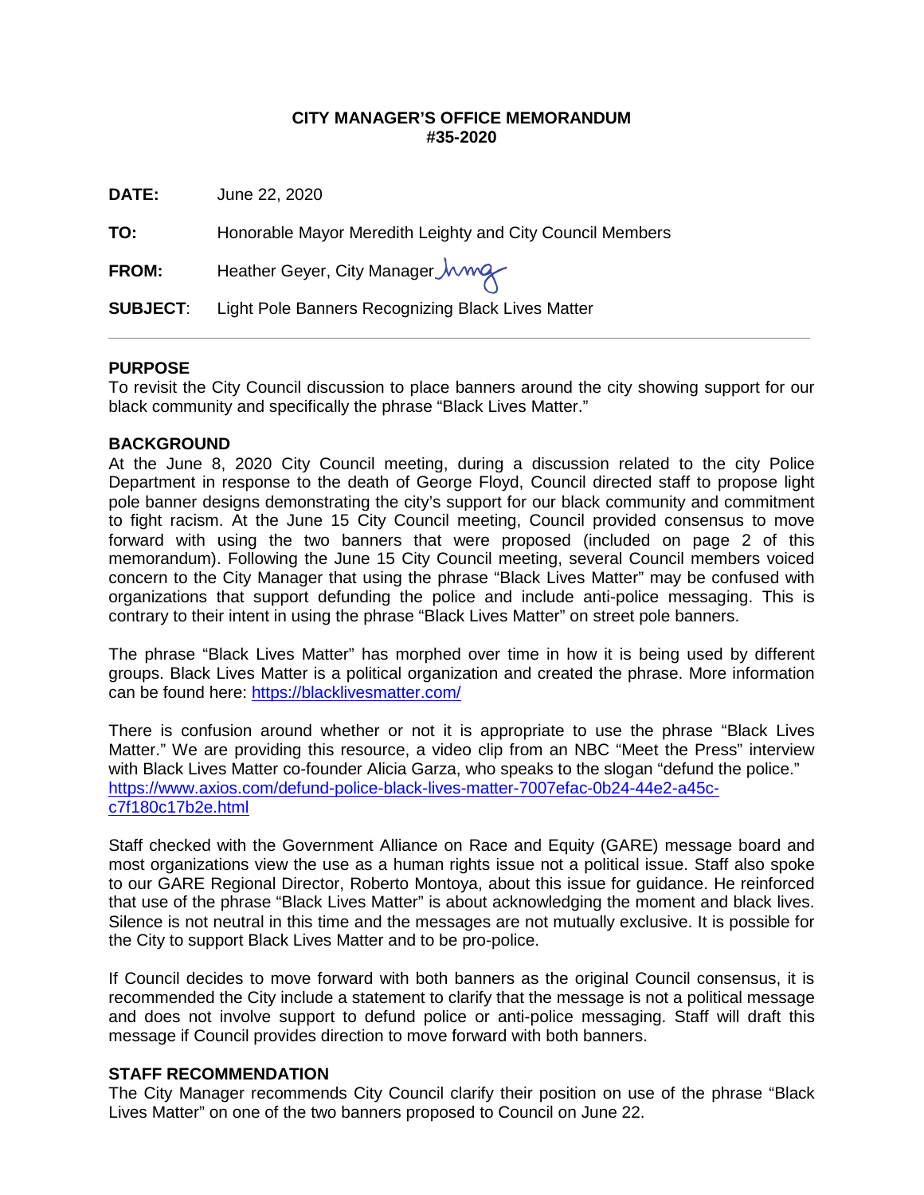**CITY MANAGER'S OFFICE MEMORANDUM**
**#35-2020**

**DATE:** June 22, 2020

**TO:** Honorable Mayor Meredith Leighty and City Council Members

**FROM:** Heather Geyer, City Manager

**SUBJECT**: Light Pole Banners Recognizing Black Lives Matter

---

## PURPOSE

To revisit the City Council discussion to place banners around the city showing support for our black community and specifically the phrase "Black Lives Matter."

## BACKGROUND

At the June 8, 2020 City Council meeting, during a discussion related to the city Police Department in response to the death of George Floyd, Council directed staff to propose light pole banner designs demonstrating the city's support for our black community and commitment to fight racism. At the June 15 City Council meeting, Council provided consensus to move forward with using the two banners that were proposed (included on page 2 of this memorandum). Following the June 15 City Council meeting, several Council members voiced concern to the City Manager that using the phrase "Black Lives Matter" may be confused with organizations that support defunding the police and include anti-police messaging. This is contrary to their intent in using the phrase "Black Lives Matter" on street pole banners.

The phrase "Black Lives Matter" has morphed over time in how it is being used by different groups. Black Lives Matter is a political organization and created the phrase. More information can be found here: [https://blacklivesmatter.com/](https://blacklivesmatter.com/)

There is confusion around whether or not it is appropriate to use the phrase "Black Lives Matter." We are providing this resource, a video clip from an NBC "Meet the Press" interview with Black Lives Matter co-founder Alicia Garza, who speaks to the slogan "defund the police." [https://www.axios.com/defund-police-black-lives-matter-7007efac-0b24-44e2-a45c-c7f180c17b2e.html](https://www.axios.com/defund-police-black-lives-matter-7007efac-0b24-44e2-a45c-c7f180c17b2e.html)

Staff checked with the Government Alliance on Race and Equity (GARE) message board and most organizations view the use as a human rights issue not a political issue. Staff also spoke to our GARE Regional Director, Roberto Montoya, about this issue for guidance. He reinforced that use of the phrase "Black Lives Matter" is about acknowledging the moment and black lives. Silence is not neutral in this time and the messages are not mutually exclusive. It is possible for the City to support Black Lives Matter and to be pro-police.

If Council decides to move forward with both banners as the original Council consensus, it is recommended the City include a statement to clarify that the message is not a political message and does not involve support to defund police or anti-police messaging. Staff will draft this message if Council provides direction to move forward with both banners.

## STAFF RECOMMENDATION

The City Manager recommends City Council clarify their position on use of the phrase "Black Lives Matter" on one of the two banners proposed to Council on June 22.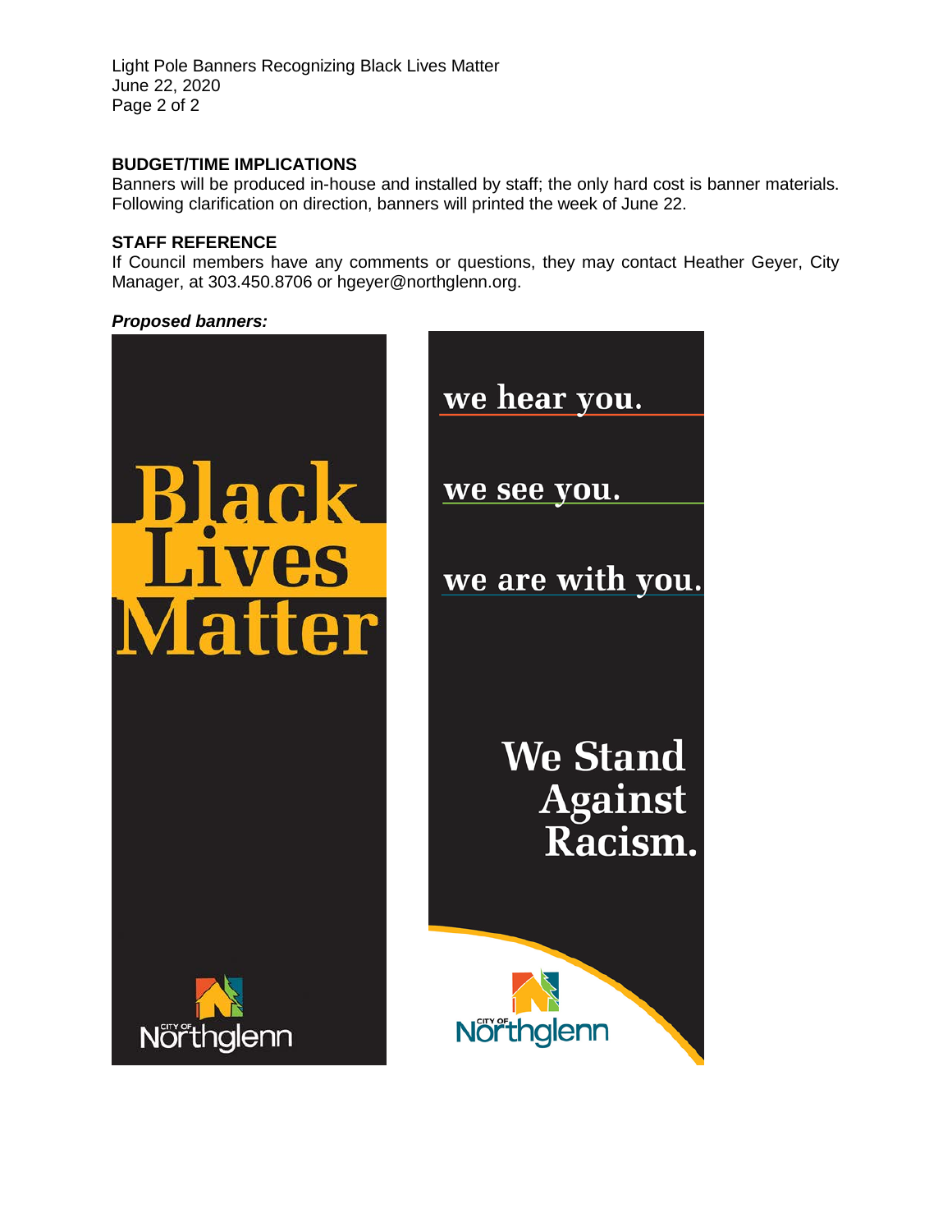## BUDGET/TIME IMPLICATIONS

Banners will be produced in-house and installed by staff; the only hard cost is banner materials. Following clarification on direction, banners will printed the week of June 22.

## STAFF REFERENCE

If Council members have any comments or questions, they may contact Heather Geyer, City Manager, at 303.450.8706 or hgeyer@northglenn.org.

***Proposed banners:***

Black Lives Matter

CITY OF Northglenn

we hear you.

we see you.

we are with you.

We Stand Against Racism.

CITY OF Northglenn